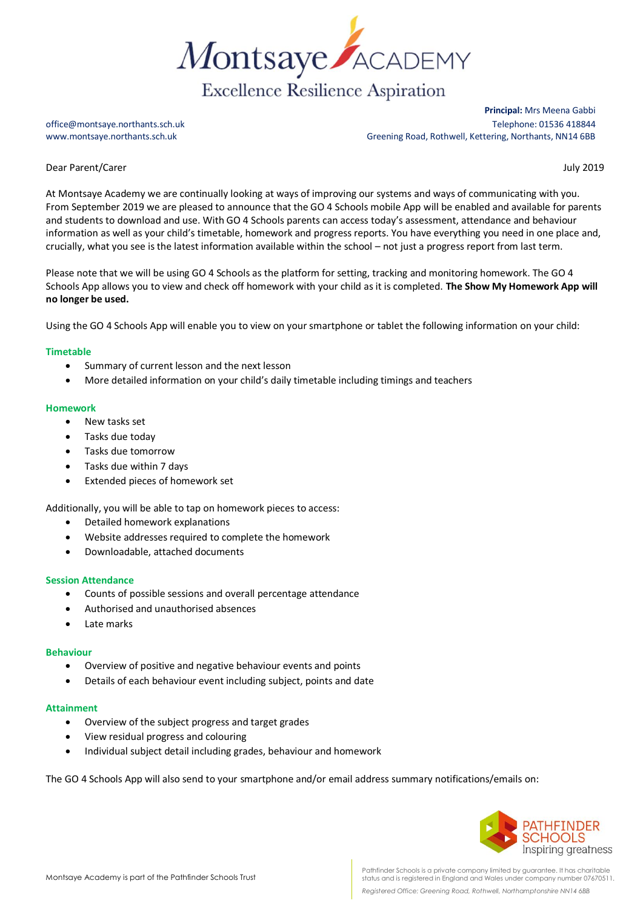# Montsaye ACADEMY

Excellence Resilience Aspiration

**Principal:** Mrs Meena Gabbi

office@montsaye.northants.sch.uk
www.montsaye.northants.sch.uk

Telephone: 01536 418844
Greening Road, Rothwell, Kettering, Northants, NN14 6BB

Dear Parent/Carer

July 2019

At Montsaye Academy we are continually looking at ways of improving our systems and ways of communicating with you. From September 2019 we are pleased to announce that the GO 4 Schools mobile App will be enabled and available for parents and students to download and use. With GO 4 Schools parents can access today's assessment, attendance and behaviour information as well as your child's timetable, homework and progress reports. You have everything you need in one place and, crucially, what you see is the latest information available within the school – not just a progress report from last term.

Please note that we will be using GO 4 Schools as the platform for setting, tracking and monitoring homework. The GO 4 Schools App allows you to view and check off homework with your child as it is completed. **The Show My Homework App will no longer be used.**

Using the GO 4 Schools App will enable you to view on your smartphone or tablet the following information on your child:

### Timetable

- Summary of current lesson and the next lesson
- More detailed information on your child's daily timetable including timings and teachers

### Homework

- New tasks set
- Tasks due today
- Tasks due tomorrow
- Tasks due within 7 days
- Extended pieces of homework set

Additionally, you will be able to tap on homework pieces to access:

- Detailed homework explanations
- Website addresses required to complete the homework
- Downloadable, attached documents

### Session Attendance

- Counts of possible sessions and overall percentage attendance
- Authorised and unauthorised absences
- Late marks

### Behaviour

- Overview of positive and negative behaviour events and points
- Details of each behaviour event including subject, points and date

### Attainment

- Overview of the subject progress and target grades
- View residual progress and colouring
- Individual subject detail including grades, behaviour and homework

The GO 4 Schools App will also send to your smartphone and/or email address summary notifications/emails on:

Montsaye Academy is part of the Pathfinder Schools Trust

PATHFINDER SCHOOLS Inspiring greatness

Pathfinder Schools is a private company limited by guarantee. It has charitable status and is registered in England and Wales under company number 07670511.

*Registered Office: Greening Road, Rothwell, Northamptonshire NN14 6BB*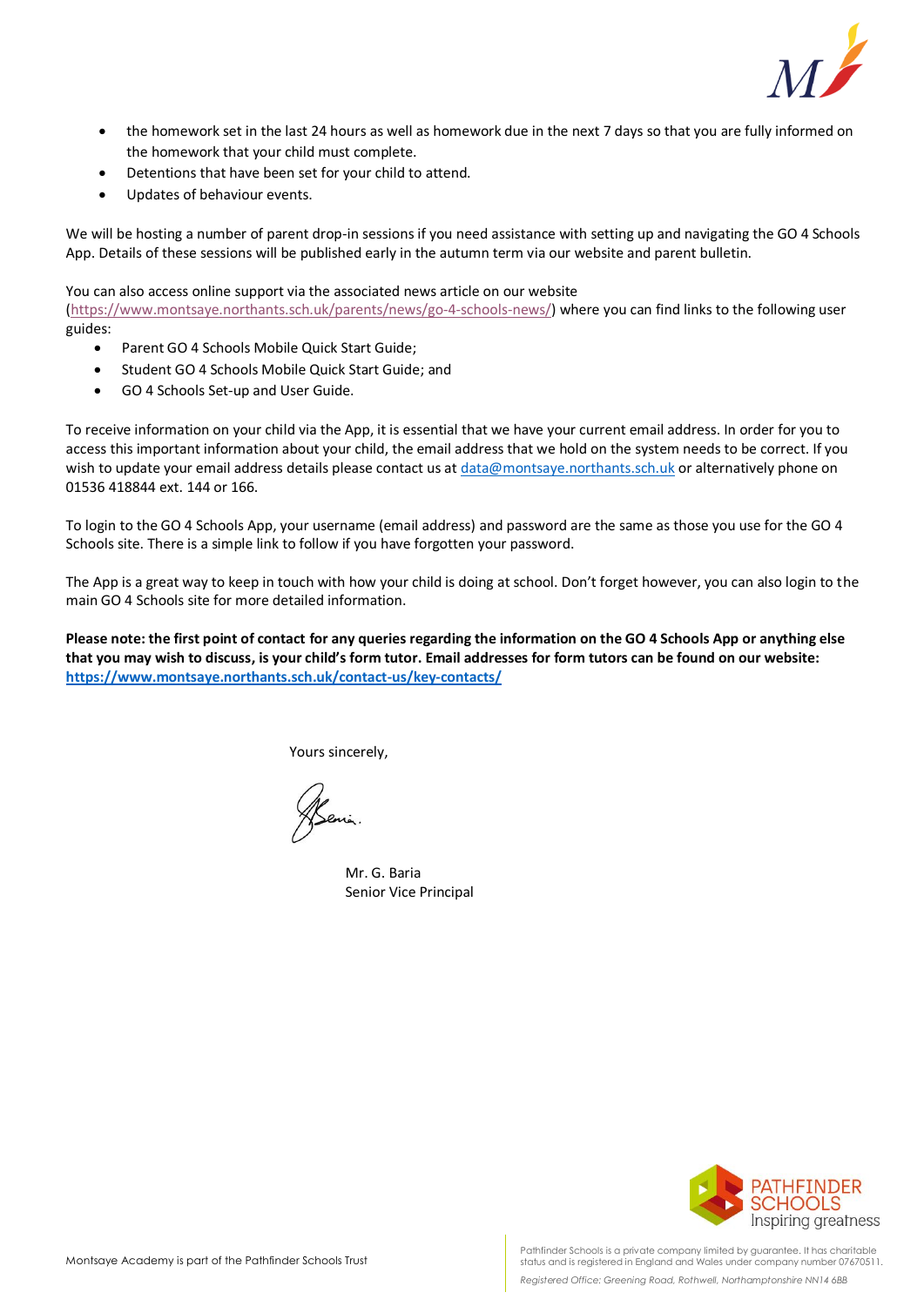- the homework set in the last 24 hours as well as homework due in the next 7 days so that you are fully informed on the homework that your child must complete.
- Detentions that have been set for your child to attend.
- Updates of behaviour events.

We will be hosting a number of parent drop-in sessions if you need assistance with setting up and navigating the GO 4 Schools App. Details of these sessions will be published early in the autumn term via our website and parent bulletin.

You can also access online support via the associated news article on our website (https://www.montsaye.northants.sch.uk/parents/news/go-4-schools-news/) where you can find links to the following user guides:

- Parent GO 4 Schools Mobile Quick Start Guide;
- Student GO 4 Schools Mobile Quick Start Guide; and
- GO 4 Schools Set-up and User Guide.

To receive information on your child via the App, it is essential that we have your current email address. In order for you to access this important information about your child, the email address that we hold on the system needs to be correct. If you wish to update your email address details please contact us at data@montsaye.northants.sch.uk or alternatively phone on 01536 418844 ext. 144 or 166.

To login to the GO 4 Schools App, your username (email address) and password are the same as those you use for the GO 4 Schools site. There is a simple link to follow if you have forgotten your password.

The App is a great way to keep in touch with how your child is doing at school. Don't forget however, you can also login to the main GO 4 Schools site for more detailed information.

**Please note: the first point of contact for any queries regarding the information on the GO 4 Schools App or anything else that you may wish to discuss, is your child's form tutor. Email addresses for form tutors can be found on our website: https://www.montsaye.northants.sch.uk/contact-us/key-contacts/**

Yours sincerely,

Mr. G. Baria
Senior Vice Principal

Montsaye Academy is part of the Pathfinder Schools Trust

Pathfinder Schools is a private company limited by guarantee. It has charitable status and is registered in England and Wales under company number 07670511.

*Registered Office: Greening Road, Rothwell, Northamptonshire NN14 6BB*